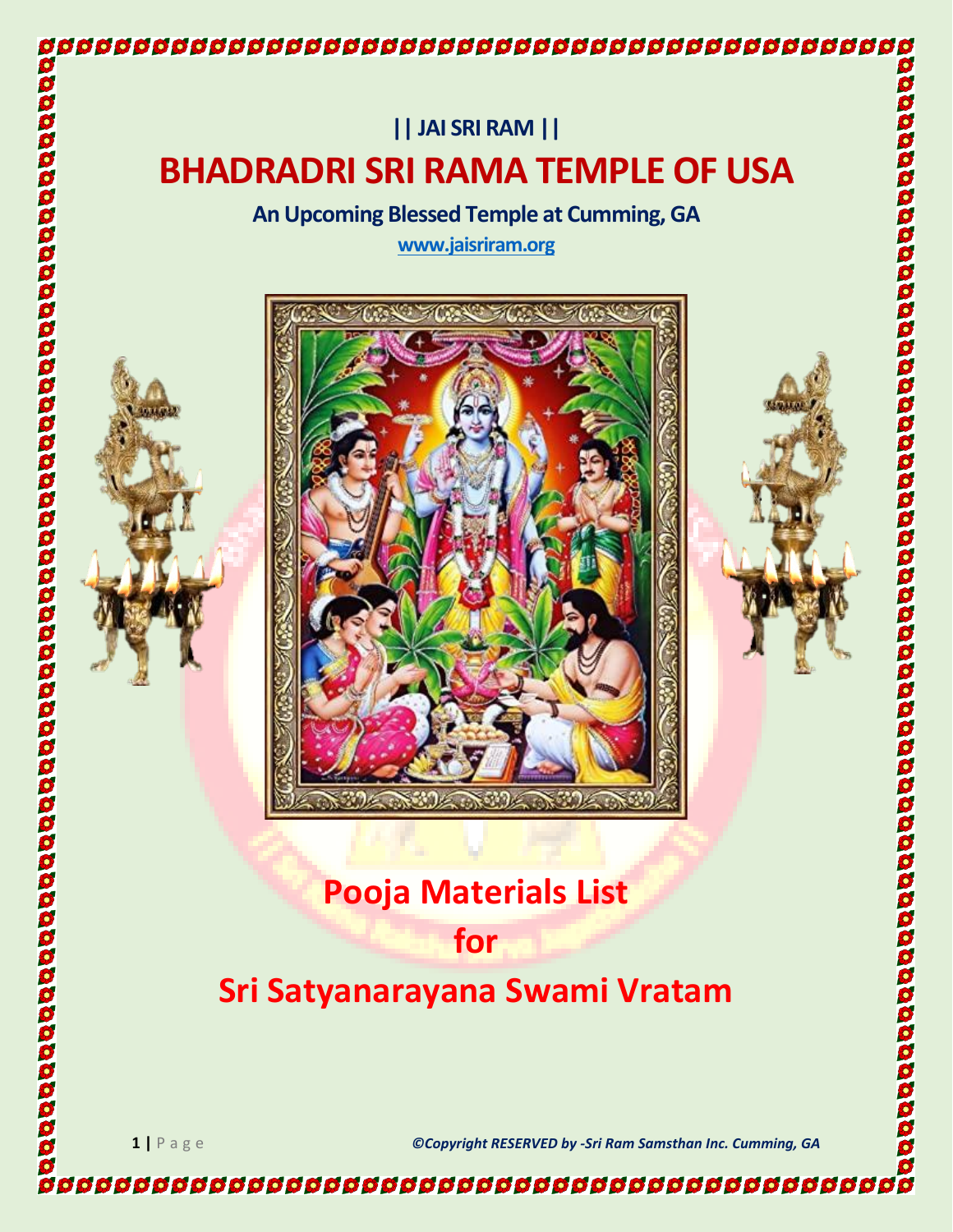**|| JAI SRI RAM ||**

# BHADRADRI SRI RAMA TEMPLE OF USA

**An Upcoming Blessed Temple at Cumming, GA**

**www.jaisriram.org**

## Pooja Materials List
## for
## Sri Satyanarayana Swami Vratam

*©Copyright RESERVED by -Sri Ram Samsthan Inc. Cumming, GA*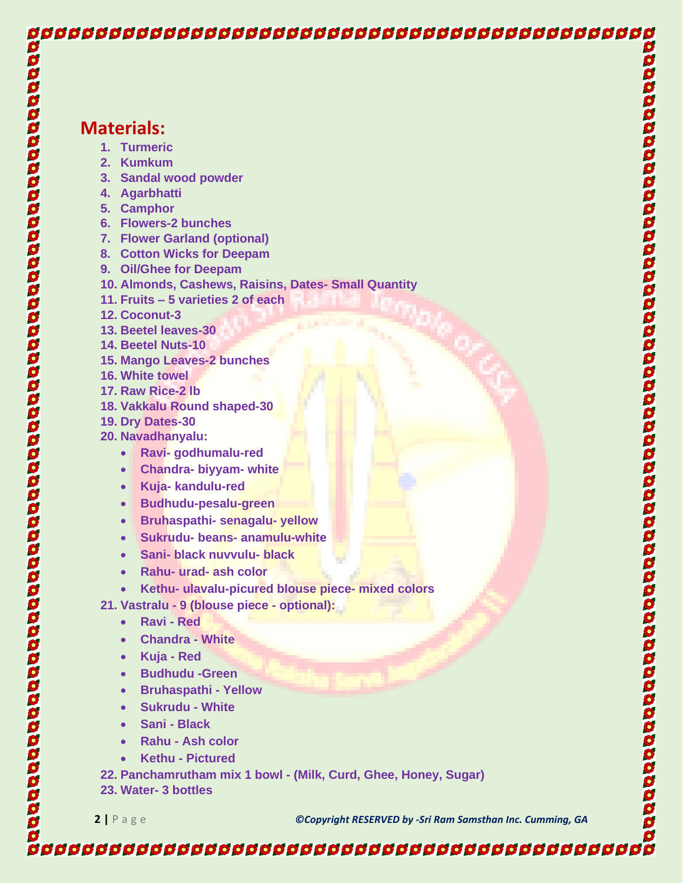## Materials:

1. **Turmeric**
2. **Kumkum**
3. **Sandal wood powder**
4. **Agarbhatti**
5. **Camphor**
6. **Flowers-2 bunches**
7. **Flower Garland (optional)**
8. **Cotton Wicks for Deepam**
9. **Oil/Ghee for Deepam**
10. **Almonds, Cashews, Raisins, Dates- Small Quantity**
11. **Fruits – 5 varieties 2 of each**
12. **Coconut-3**
13. **Beetel leaves-30**
14. **Beetel Nuts-10**
15. **Mango Leaves-2 bunches**
16. **White towel**
17. **Raw Rice-2 lb**
18. **Vakkalu Round shaped-30**
19. **Dry Dates-30**
20. **Navadhanyalu:**
    - **Ravi- godhumalu-red**
    - **Chandra- biyyam- white**
    - **Kuja- kandulu-red**
    - **Budhudu-pesalu-green**
    - **Bruhaspathi- senagalu- yellow**
    - **Sukrudu- beans- anamulu-white**
    - **Sani- black nuvvulu- black**
    - **Rahu- urad- ash color**
    - **Kethu- ulavalu-picured blouse piece- mixed colors**
21. **Vastralu - 9 (blouse piece - optional):**
    - **Ravi - Red**
    - **Chandra - White**
    - **Kuja - Red**
    - **Budhudu -Green**
    - **Bruhaspathi - Yellow**
    - **Sukrudu - White**
    - **Sani - Black**
    - **Rahu - Ash color**
    - **Kethu - Pictured**
22. **Panchamrutham mix 1 bowl - (Milk, Curd, Ghee, Honey, Sugar)**
23. **Water- 3 bottles**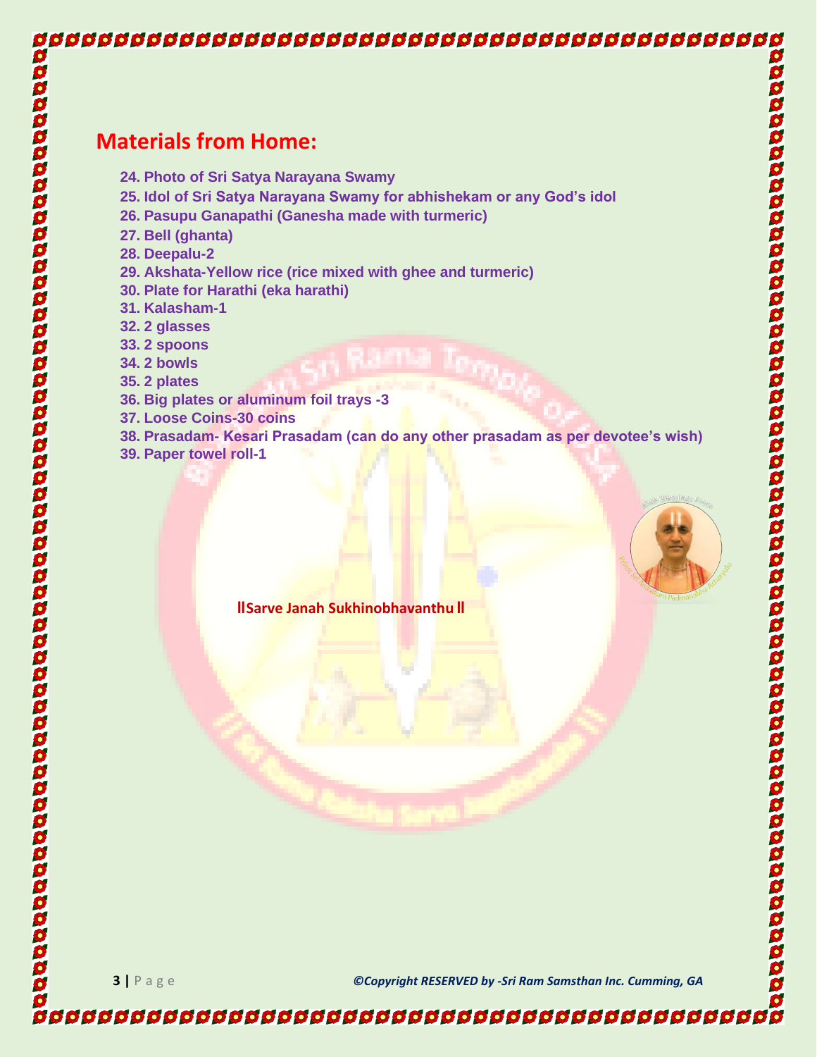## Materials from Home:

24. Photo of Sri Satya Narayana Swamy
25. Idol of Sri Satya Narayana Swamy for abhishekam or any God's idol
26. Pasupu Ganapathi (Ganesha made with turmeric)
27. Bell (ghanta)
28. Deepalu-2
29. Akshata-Yellow rice (rice mixed with ghee and turmeric)
30. Plate for Harathi (eka harathi)
31. Kalasham-1
32. 2 glasses
33. 2 spoons
34. 2 bowls
35. 2 plates
36. Big plates or aluminum foil trays -3
37. Loose Coins-30 coins
38. Prasadam- Kesari Prasadam (can do any other prasadam as per devotee's wish)
39. Paper towel roll-1

**llSarve Janah Sukhinobhavanthu ll**

*©Copyright RESERVED by -Sri Ram Samsthan Inc. Cumming, GA*